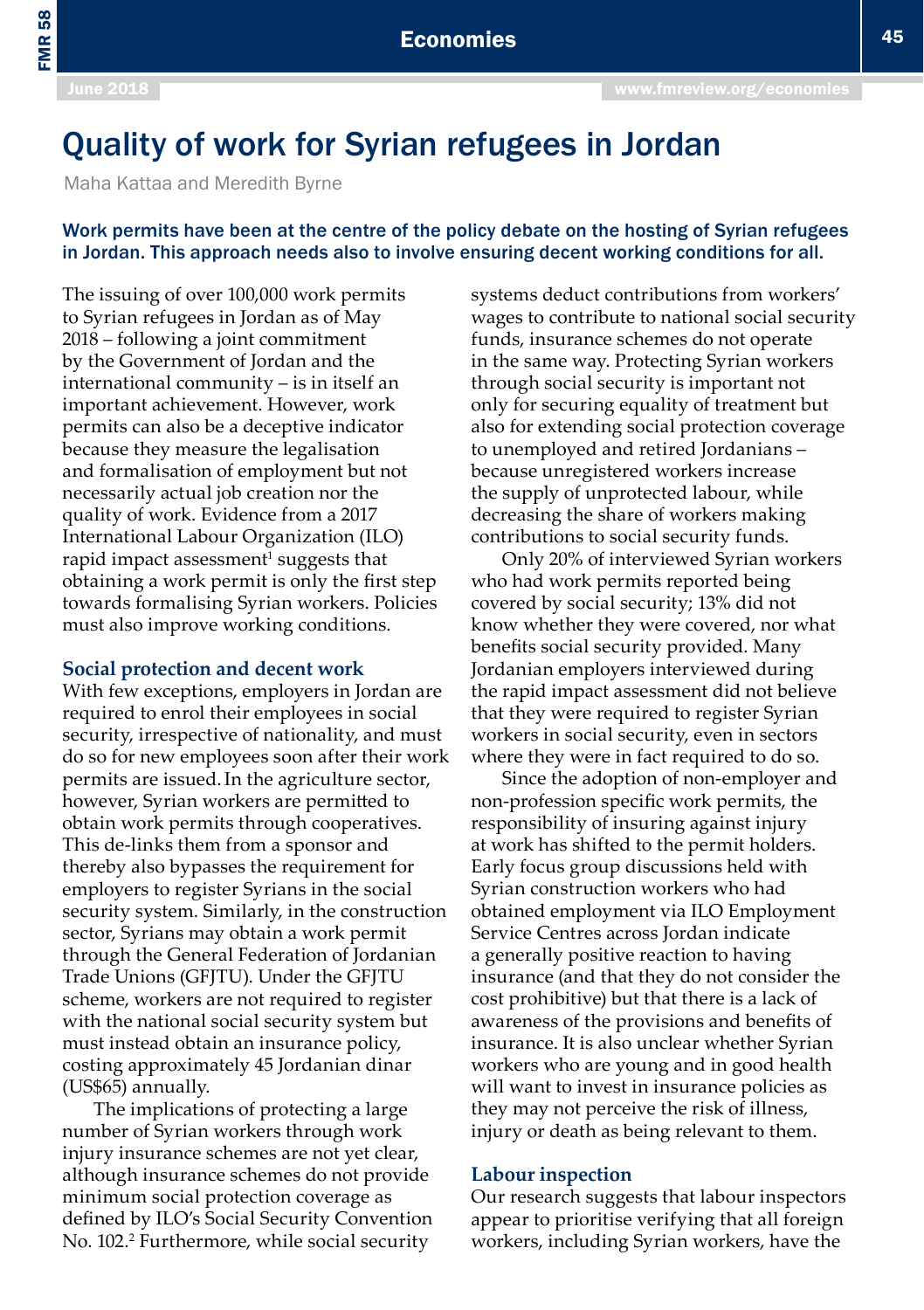# Quality of work for Syrian refugees in Jordan

Maha Kattaa and Meredith Byrne

**Work permits have been at the centre of the policy debate on the hosting of Syrian refugees in Jordan. This approach needs also to involve ensuring decent working conditions for all.**

The issuing of over 100,000 work permits to Syrian refugees in Jordan as of May 2018 – following a joint commitment by the Government of Jordan and the international community – is in itself an important achievement. However, work permits can also be a deceptive indicator because they measure the legalisation and formalisation of employment but not necessarily actual job creation nor the quality of work. Evidence from a 2017 International Labour Organization (ILO) rapid impact assessment[1] suggests that obtaining a work permit is only the first step towards formalising Syrian workers. Policies must also improve working conditions.

## Social protection and decent work

With few exceptions, employers in Jordan are required to enrol their employees in social security, irrespective of nationality, and must do so for new employees soon after their work permits are issued. In the agriculture sector, however, Syrian workers are permitted to obtain work permits through cooperatives. This de-links them from a sponsor and thereby also bypasses the requirement for employers to register Syrians in the social security system. Similarly, in the construction sector, Syrians may obtain a work permit through the General Federation of Jordanian Trade Unions (GFJTU). Under the GFJTU scheme, workers are not required to register with the national social security system but must instead obtain an insurance policy, costing approximately 45 Jordanian dinar (US$65) annually.

The implications of protecting a large number of Syrian workers through work injury insurance schemes are not yet clear, although insurance schemes do not provide minimum social protection coverage as defined by ILO's Social Security Convention No. 102.[2] Furthermore, while social security systems deduct contributions from workers' wages to contribute to national social security funds, insurance schemes do not operate in the same way. Protecting Syrian workers through social security is important not only for securing equality of treatment but also for extending social protection coverage to unemployed and retired Jordanians – because unregistered workers increase the supply of unprotected labour, while decreasing the share of workers making contributions to social security funds.

Only 20% of interviewed Syrian workers who had work permits reported being covered by social security; 13% did not know whether they were covered, nor what benefits social security provided. Many Jordanian employers interviewed during the rapid impact assessment did not believe that they were required to register Syrian workers in social security, even in sectors where they were in fact required to do so.

Since the adoption of non-employer and non-profession specific work permits, the responsibility of insuring against injury at work has shifted to the permit holders. Early focus group discussions held with Syrian construction workers who had obtained employment via ILO Employment Service Centres across Jordan indicate a generally positive reaction to having insurance (and that they do not consider the cost prohibitive) but that there is a lack of awareness of the provisions and benefits of insurance. It is also unclear whether Syrian workers who are young and in good health will want to invest in insurance policies as they may not perceive the risk of illness, injury or death as being relevant to them.

## Labour inspection

Our research suggests that labour inspectors appear to prioritise verifying that all foreign workers, including Syrian workers, have the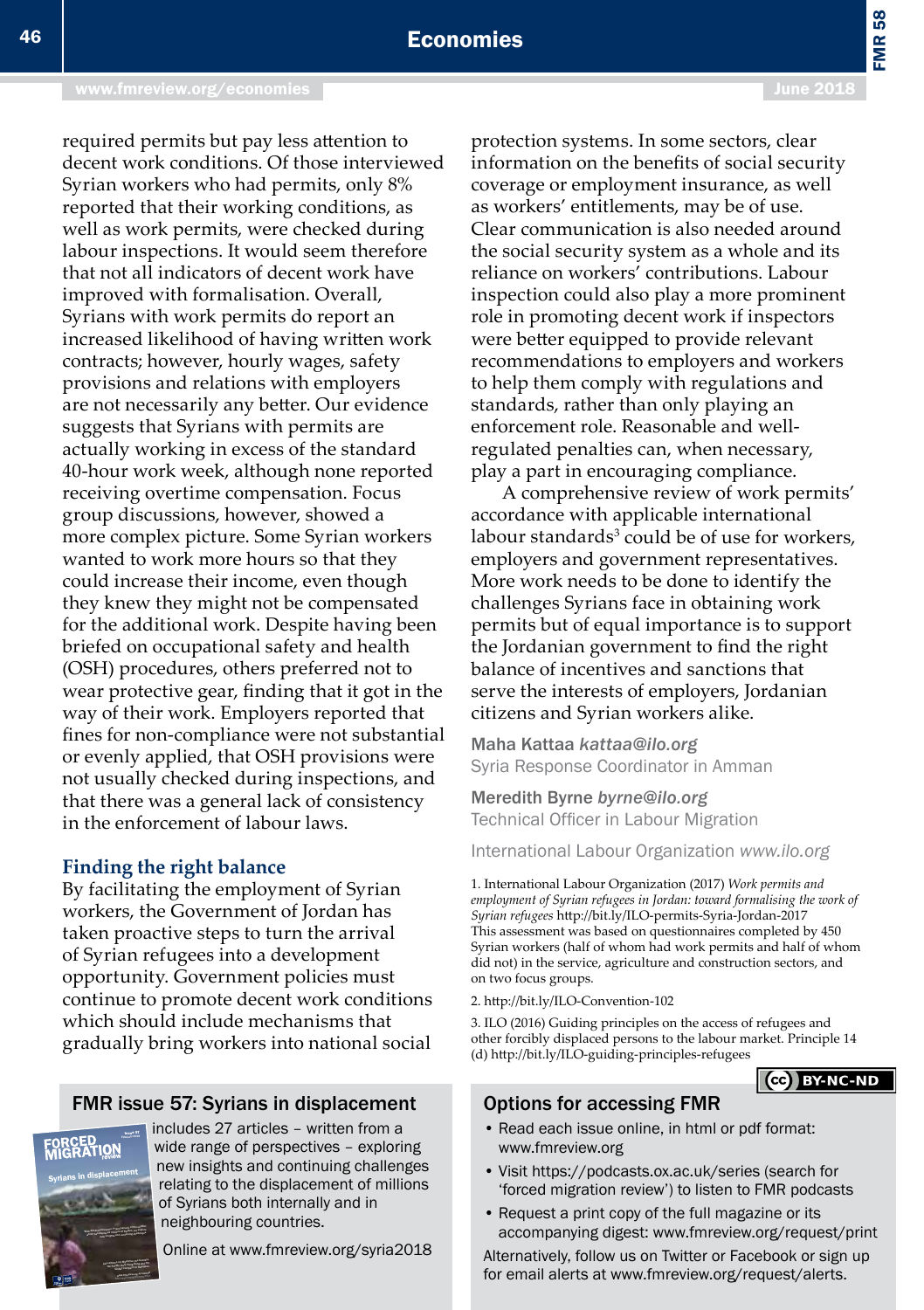required permits but pay less attention to decent work conditions. Of those interviewed Syrian workers who had permits, only 8% reported that their working conditions, as well as work permits, were checked during labour inspections. It would seem therefore that not all indicators of decent work have improved with formalisation. Overall, Syrians with work permits do report an increased likelihood of having written work contracts; however, hourly wages, safety provisions and relations with employers are not necessarily any better. Our evidence suggests that Syrians with permits are actually working in excess of the standard 40-hour work week, although none reported receiving overtime compensation. Focus group discussions, however, showed a more complex picture. Some Syrian workers wanted to work more hours so that they could increase their income, even though they knew they might not be compensated for the additional work. Despite having been briefed on occupational safety and health (OSH) procedures, others preferred not to wear protective gear, finding that it got in the way of their work. Employers reported that fines for non-compliance were not substantial or evenly applied, that OSH provisions were not usually checked during inspections, and that there was a general lack of consistency in the enforcement of labour laws.

### Finding the right balance

By facilitating the employment of Syrian workers, the Government of Jordan has taken proactive steps to turn the arrival of Syrian refugees into a development opportunity. Government policies must continue to promote decent work conditions which should include mechanisms that gradually bring workers into national social protection systems. In some sectors, clear information on the benefits of social security coverage or employment insurance, as well as workers' entitlements, may be of use. Clear communication is also needed around the social security system as a whole and its reliance on workers' contributions. Labour inspection could also play a more prominent role in promoting decent work if inspectors were better equipped to provide relevant recommendations to employers and workers to help them comply with regulations and standards, rather than only playing an enforcement role. Reasonable and well-regulated penalties can, when necessary, play a part in encouraging compliance.

A comprehensive review of work permits' accordance with applicable international labour standards[3] could be of use for workers, employers and government representatives. More work needs to be done to identify the challenges Syrians face in obtaining work permits but of equal importance is to support the Jordanian government to find the right balance of incentives and sanctions that serve the interests of employers, Jordanian citizens and Syrian workers alike.

Maha Kattaa *kattaa@ilo.org*
Syria Response Coordinator in Amman

Meredith Byrne *byrne@ilo.org*
Technical Officer in Labour Migration

International Labour Organization *www.ilo.org*

1. International Labour Organization (2017) *Work permits and employment of Syrian refugees in Jordan: toward formalising the work of Syrian refugees* http://bit.ly/ILO-permits-Syria-Jordan-2017
This assessment was based on questionnaires completed by 450 Syrian workers (half of whom had work permits and half of whom did not) in the service, agriculture and construction sectors, and on two focus groups.

2. http://bit.ly/ILO-Convention-102

3. ILO (2016) Guiding principles on the access of refugees and other forcibly displaced persons to the labour market. Principle 14 (d) http://bit.ly/ILO-guiding-principles-refugees

### FMR issue 57: Syrians in displacement

includes 27 articles – written from a wide range of perspectives – exploring new insights and continuing challenges relating to the displacement of millions of Syrians both internally and in neighbouring countries.

Online at www.fmreview.org/syria2018

### Options for accessing FMR

- Read each issue online, in html or pdf format: www.fmreview.org
- Visit https://podcasts.ox.ac.uk/series (search for 'forced migration review') to listen to FMR podcasts
- Request a print copy of the full magazine or its accompanying digest: www.fmreview.org/request/print

Alternatively, follow us on Twitter or Facebook or sign up for email alerts at www.fmreview.org/request/alerts.